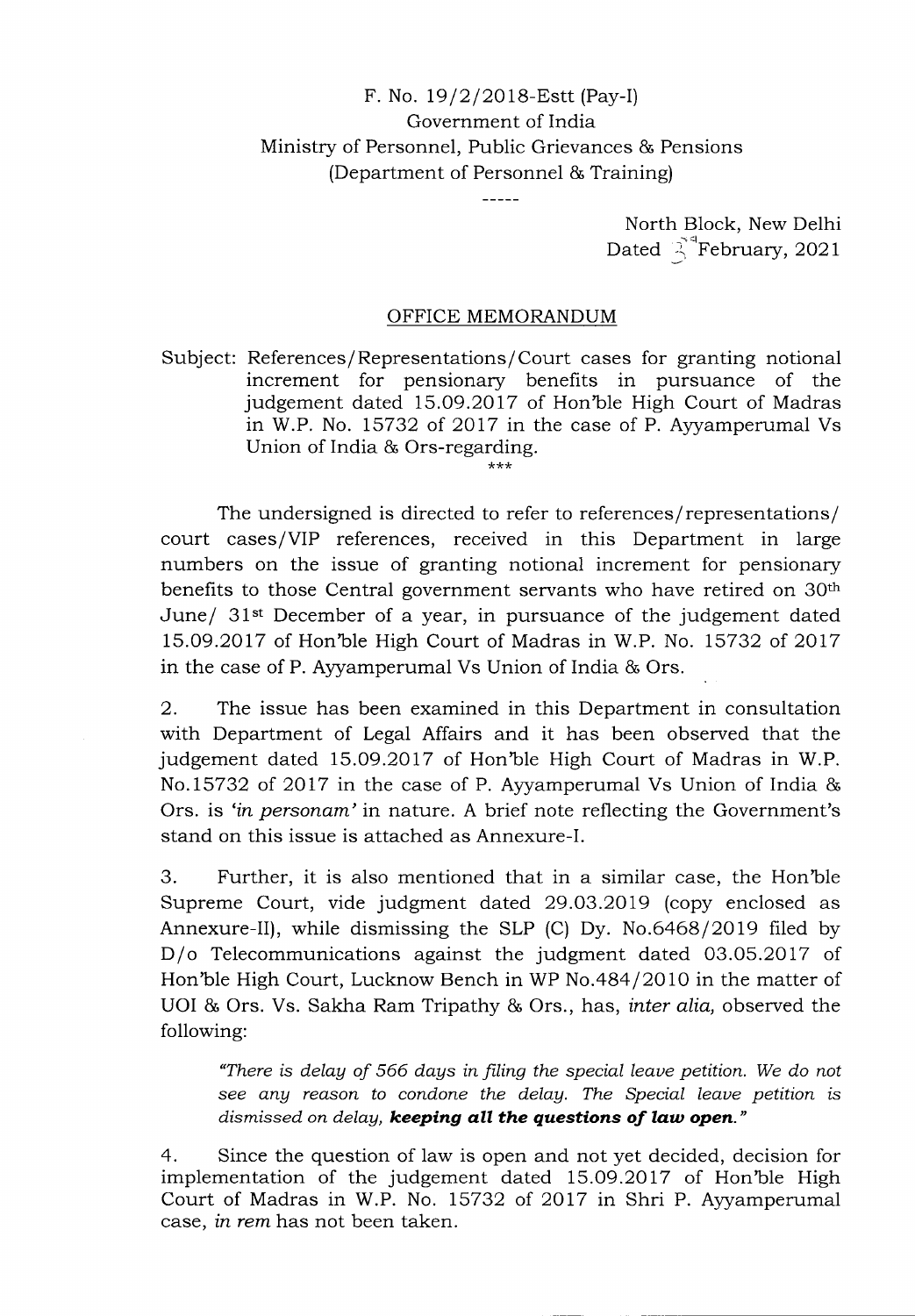F. No. 19/2/2018-Estt (Pay-I)
Government of India
Ministry of Personnel, Public Grievances & Pensions
(Department of Personnel & Training)

-----

North Block, New Delhi
Dated 3rd February, 2021

## OFFICE MEMORANDUM

Subject: References/Representations/Court cases for granting notional increment for pensionary benefits in pursuance of the judgement dated 15.09.2017 of Hon'ble High Court of Madras in W.P. No. 15732 of 2017 in the case of P. Ayyamperumal Vs Union of India & Ors-regarding.

\*\*\*

The undersigned is directed to refer to references/representations/ court cases/VIP references, received in this Department in large numbers on the issue of granting notional increment for pensionary benefits to those Central government servants who have retired on 30th June/ 31st December of a year, in pursuance of the judgement dated 15.09.2017 of Hon'ble High Court of Madras in W.P. No. 15732 of 2017 in the case of P. Ayyamperumal Vs Union of India & Ors.

2. The issue has been examined in this Department in consultation with Department of Legal Affairs and it has been observed that the judgement dated 15.09.2017 of Hon'ble High Court of Madras in W.P. No.15732 of 2017 in the case of P. Ayyamperumal Vs Union of India & Ors. is *'in personam'* in nature. A brief note reflecting the Government's stand on this issue is attached as Annexure-I.

3. Further, it is also mentioned that in a similar case, the Hon'ble Supreme Court, vide judgment dated 29.03.2019 (copy enclosed as Annexure-II), while dismissing the SLP (C) Dy. No.6468/2019 filed by D/o Telecommunications against the judgment dated 03.05.2017 of Hon'ble High Court, Lucknow Bench in WP No.484/2010 in the matter of UOI & Ors. Vs. Sakha Ram Tripathy & Ors., has, *inter alia,* observed the following:

> *"There is delay of 566 days in filing the special leave petition. We do not see any reason to condone the delay. The Special leave petition is dismissed on delay,* ***keeping all the questions of law open."***

4. Since the question of law is open and not yet decided, decision for implementation of the judgement dated 15.09.2017 of Hon'ble High Court of Madras in W.P. No. 15732 of 2017 in Shri P. Ayyamperumal case, *in rem* has not been taken.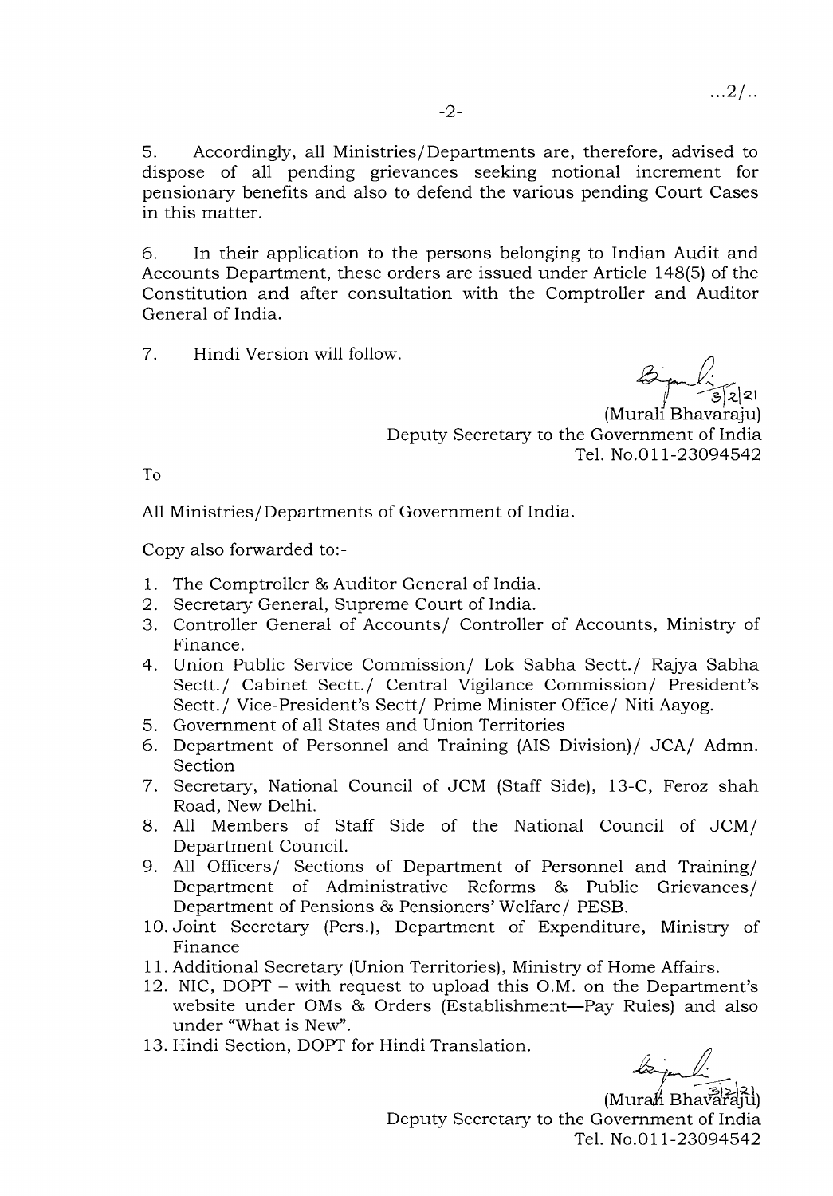5. Accordingly, all Ministries/Departments are, therefore, advised to dispose of all pending grievances seeking notional increment for pensionary benefits and also to defend the various pending Court Cases in this matter.

6. In their application to the persons belonging to Indian Audit and Accounts Department, these orders are issued under Article 148(5) of the Constitution and after consultation with the Comptroller and Auditor General of India.

7. Hindi Version will follow.

3|2|21
(Murali Bhavaraju)
Deputy Secretary to the Government of India
Tel. No.011-23094542

To

All Ministries/Departments of Government of India.

Copy also forwarded to:-

1. The Comptroller & Auditor General of India.
2. Secretary General, Supreme Court of India.
3. Controller General of Accounts/ Controller of Accounts, Ministry of Finance.
4. Union Public Service Commission/ Lok Sabha Sectt./ Rajya Sabha Sectt./ Cabinet Sectt./ Central Vigilance Commission/ President's Sectt./ Vice-President's Sectt/ Prime Minister Office/ Niti Aayog.
5. Government of all States and Union Territories
6. Department of Personnel and Training (AIS Division)/ JCA/ Admn. Section
7. Secretary, National Council of JCM (Staff Side), 13-C, Feroz shah Road, New Delhi.
8. All Members of Staff Side of the National Council of JCM/ Department Council.
9. All Officers/ Sections of Department of Personnel and Training/ Department of Administrative Reforms & Public Grievances/ Department of Pensions & Pensioners' Welfare/ PESB.
10. Joint Secretary (Pers.), Department of Expenditure, Ministry of Finance
11. Additional Secretary (Union Territories), Ministry of Home Affairs.
12. NIC, DOPT – with request to upload this O.M. on the Department's website under OMs & Orders (Establishment—Pay Rules) and also under "What is New".
13. Hindi Section, DOPT for Hindi Translation.

3|2|21
(Murali Bhavaraju)
Deputy Secretary to the Government of India
Tel. No.011-23094542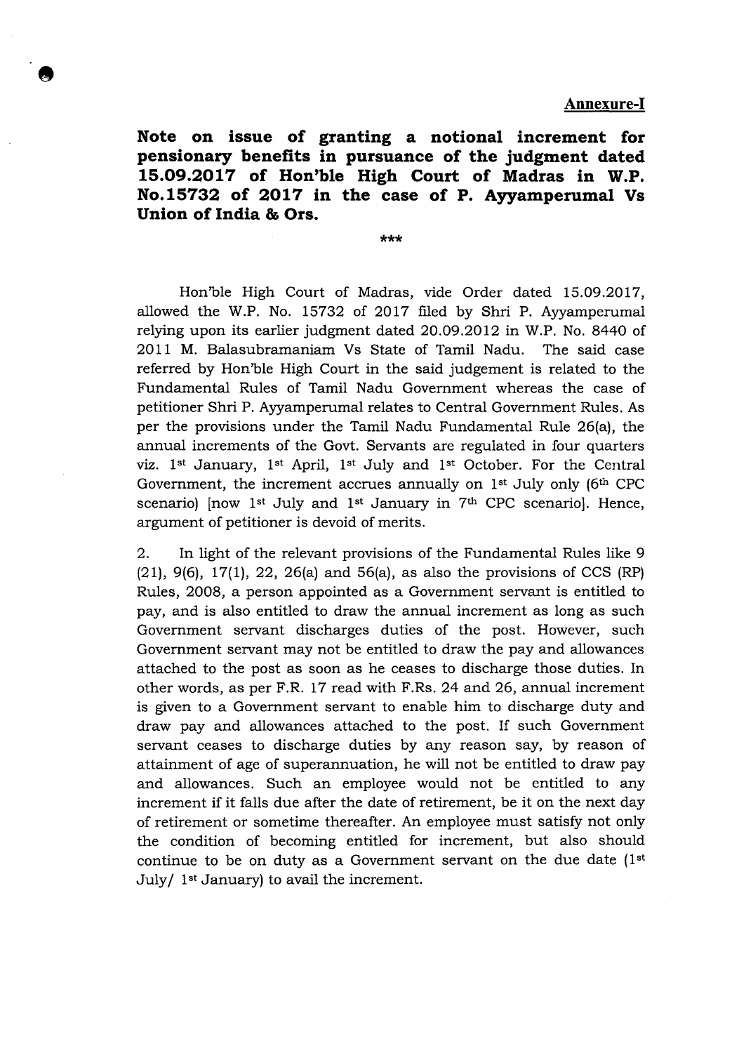**Annexure-I**

**Note on issue of granting a notional increment for pensionary benefits in pursuance of the judgment dated 15.09.2017 of Hon'ble High Court of Madras in W.P. No.15732 of 2017 in the case of P. Ayyamperumal Vs Union of India & Ors.**

\*\*\*

Hon'ble High Court of Madras, vide Order dated 15.09.2017, allowed the W.P. No. 15732 of 2017 filed by Shri P. Ayyamperumal relying upon its earlier judgment dated 20.09.2012 in W.P. No. 8440 of 2011 M. Balasubramaniam Vs State of Tamil Nadu. The said case referred by Hon'ble High Court in the said judgement is related to the Fundamental Rules of Tamil Nadu Government whereas the case of petitioner Shri P. Ayyamperumal relates to Central Government Rules. As per the provisions under the Tamil Nadu Fundamental Rule 26(a), the annual increments of the Govt. Servants are regulated in four quarters viz. 1st January, 1st April, 1st July and 1st October. For the Central Government, the increment accrues annually on 1st July only (6th CPC scenario) [now 1st July and 1st January in 7th CPC scenario]. Hence, argument of petitioner is devoid of merits.

2. In light of the relevant provisions of the Fundamental Rules like 9 (21), 9(6), 17(1), 22, 26(a) and 56(a), as also the provisions of CCS (RP) Rules, 2008, a person appointed as a Government servant is entitled to pay, and is also entitled to draw the annual increment as long as such Government servant discharges duties of the post. However, such Government servant may not be entitled to draw the pay and allowances attached to the post as soon as he ceases to discharge those duties. In other words, as per F.R. 17 read with F.Rs. 24 and 26, annual increment is given to a Government servant to enable him to discharge duty and draw pay and allowances attached to the post. If such Government servant ceases to discharge duties by any reason say, by reason of attainment of age of superannuation, he will not be entitled to draw pay and allowances. Such an employee would not be entitled to any increment if it falls due after the date of retirement, be it on the next day of retirement or sometime thereafter. An employee must satisfy not only the condition of becoming entitled for increment, but also should continue to be on duty as a Government servant on the due date (1st July/ 1st January) to avail the increment.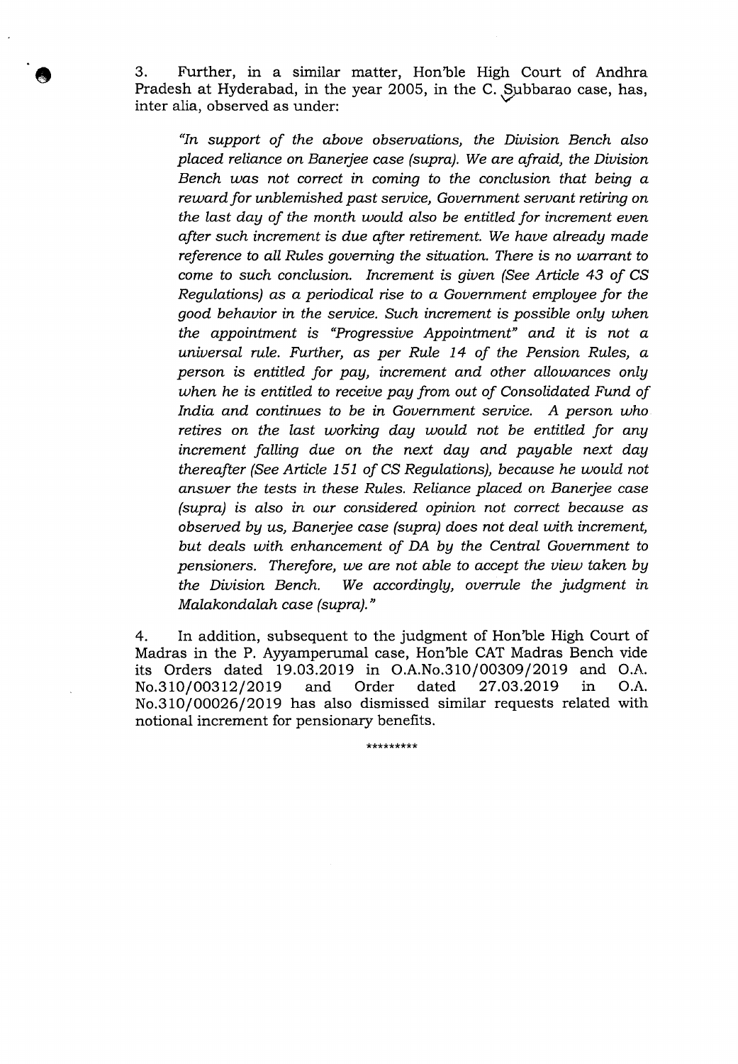3. Further, in a similar matter, Hon'ble High Court of Andhra Pradesh at Hyderabad, in the year 2005, in the C. Subbarao case, has, inter alia, observed as under:

> *"In support of the above observations, the Division Bench also placed reliance on Banerjee case (supra). We are afraid, the Division Bench was not correct in coming to the conclusion that being a reward for unblemished past service, Government servant retiring on the last day of the month would also be entitled for increment even after such increment is due after retirement. We have already made reference to all Rules governing the situation. There is no warrant to come to such conclusion. Increment is given (See Article 43 of CS Regulations) as a periodical rise to a Government employee for the good behavior in the service. Such increment is possible only when the appointment is "Progressive Appointment" and it is not a universal rule. Further, as per Rule 14 of the Pension Rules, a person is entitled for pay, increment and other allowances only when he is entitled to receive pay from out of Consolidated Fund of India and continues to be in Government service. A person who retires on the last working day would not be entitled for any increment falling due on the next day and payable next day thereafter (See Article 151 of CS Regulations), because he would not answer the tests in these Rules. Reliance placed on Banerjee case (supra) is also in our considered opinion not correct because as observed by us, Banerjee case (supra) does not deal with increment, but deals with enhancement of DA by the Central Government to pensioners. Therefore, we are not able to accept the view taken by the Division Bench. We accordingly, overrule the judgment in Malakondalah case (supra)."*

4. In addition, subsequent to the judgment of Hon'ble High Court of Madras in the P. Ayyamperumal case, Hon'ble CAT Madras Bench vide its Orders dated 19.03.2019 in O.A.No.310/00309/2019 and O.A. No.310/00312/2019 and Order dated 27.03.2019 in O.A. No.310/00026/2019 has also dismissed similar requests related with notional increment for pensionary benefits.

*********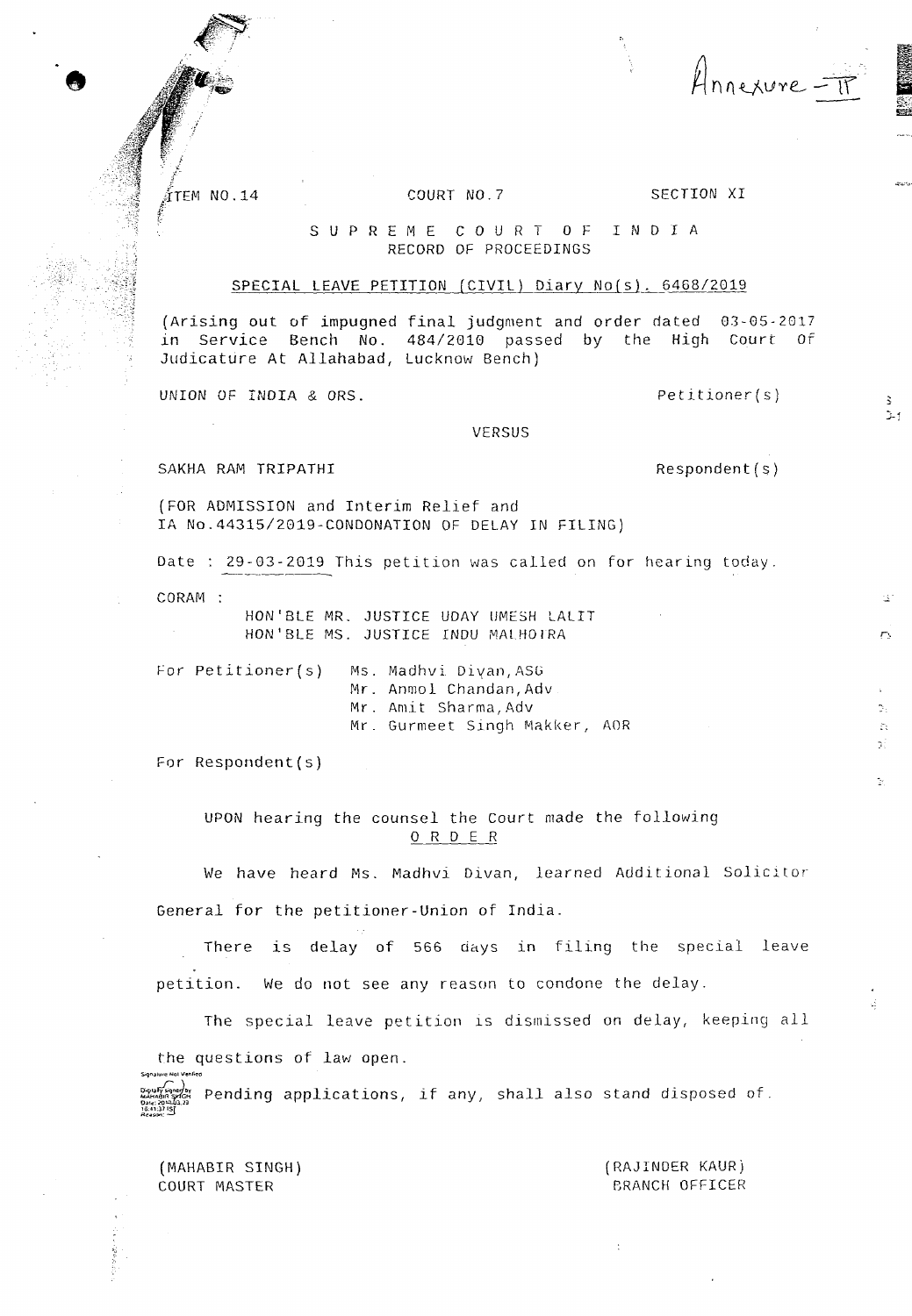Annexure - II

ITEM NO.14 COURT NO.7 SECTION XI

**S U P R E M E C O U R T O F I N D I A**
**RECORD OF PROCEEDINGS**

SPECIAL LEAVE PETITION (CIVIL) Diary No(s). 6468/2019

(Arising out of impugned final judgment and order dated 03-05-2017 in Service Bench No. 484/2010 passed by the High Court Of Judicature At Allahabad, Lucknow Bench)

UNION OF INDIA & ORS. Petitioner(s)

VERSUS

SAKHA RAM TRIPATHI Respondent(s)

(FOR ADMISSION and Interim Relief and IA No.44315/2019-CONDONATION OF DELAY IN FILING)

Date : 29-03-2019 This petition was called on for hearing today.

CORAM :

HON'BLE MR. JUSTICE UDAY UMESH LALIT
HON'BLE MS. JUSTICE INDU MALHOTRA

For Petitioner(s) Ms. Madhvi Divan, ASG
Mr. Anmol Chandan, Adv
Mr. Amit Sharma, Adv
Mr. Gurmeet Singh Makker, AOR

For Respondent(s)

UPON hearing the counsel the Court made the following

O R D E R

We have heard Ms. Madhvi Divan, learned Additional Solicitor General for the petitioner-Union of India.

There is delay of 566 days in filing the special leave petition. We do not see any reason to condone the delay.

The special leave petition is dismissed on delay, keeping all the questions of law open.

Pending applications, if any, shall also stand disposed of.

(MAHABIR SINGH)
COURT MASTER

(RAJINDER KAUR)
BRANCH OFFICER